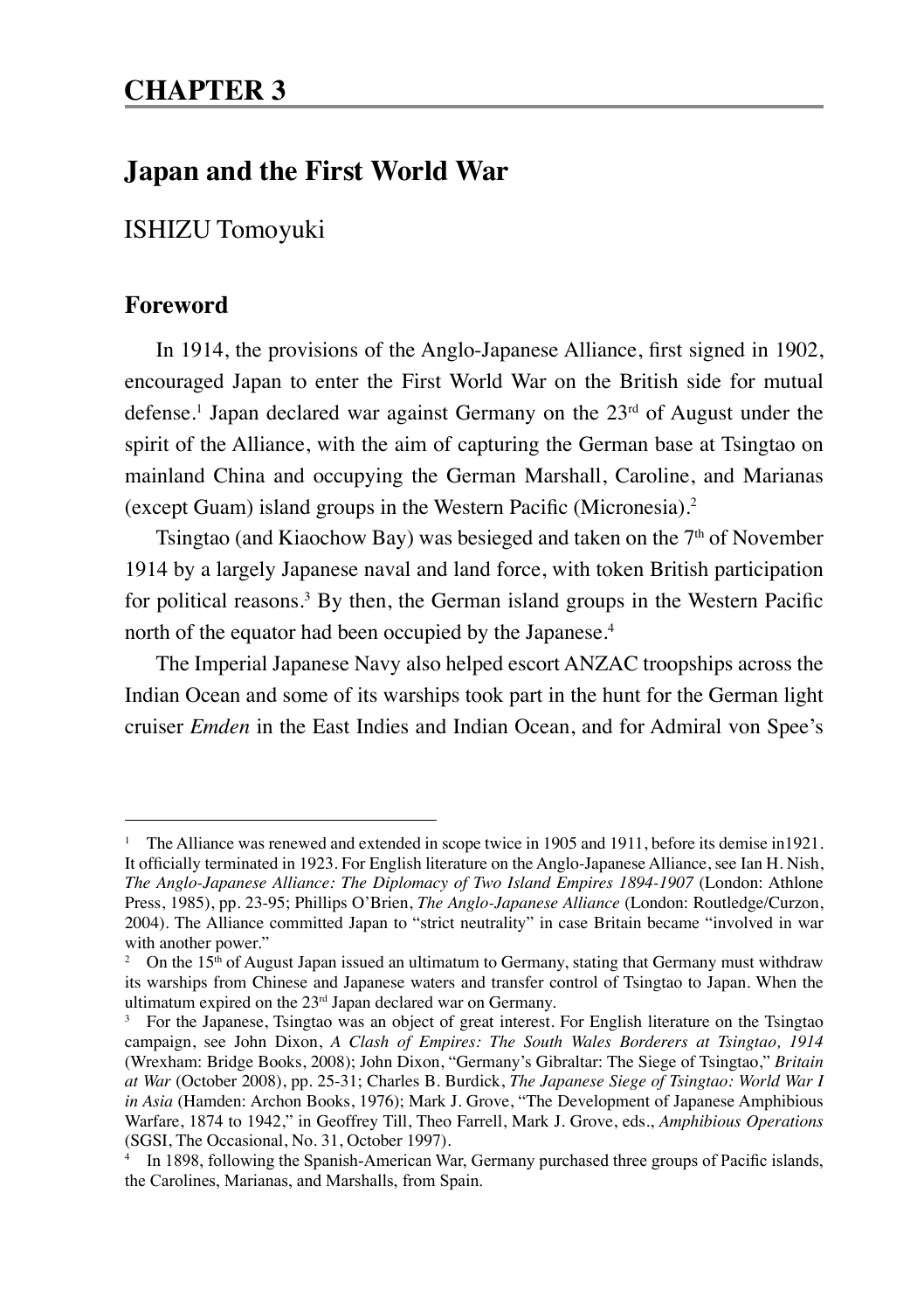# CHAPTER 3

## Japan and the First World War

ISHIZU Tomoyuki

### Foreword

In 1914, the provisions of the Anglo-Japanese Alliance, first signed in 1902, encouraged Japan to enter the First World War on the British side for mutual defense.[1] Japan declared war against Germany on the 23rd of August under the spirit of the Alliance, with the aim of capturing the German base at Tsingtao on mainland China and occupying the German Marshall, Caroline, and Marianas (except Guam) island groups in the Western Pacific (Micronesia).[2]

Tsingtao (and Kiaochow Bay) was besieged and taken on the 7th of November 1914 by a largely Japanese naval and land force, with token British participation for political reasons.[3] By then, the German island groups in the Western Pacific north of the equator had been occupied by the Japanese.[4]

The Imperial Japanese Navy also helped escort ANZAC troopships across the Indian Ocean and some of its warships took part in the hunt for the German light cruiser *Emden* in the East Indies and Indian Ocean, and for Admiral von Spee's

---

[1] The Alliance was renewed and extended in scope twice in 1905 and 1911, before its demise in1921. It officially terminated in 1923. For English literature on the Anglo-Japanese Alliance, see Ian H. Nish, *The Anglo-Japanese Alliance: The Diplomacy of Two Island Empires 1894-1907* (London: Athlone Press, 1985), pp. 23-95; Phillips O'Brien, *The Anglo-Japanese Alliance* (London: Routledge/Curzon, 2004). The Alliance committed Japan to "strict neutrality" in case Britain became "involved in war with another power."

[2] On the 15th of August Japan issued an ultimatum to Germany, stating that Germany must withdraw its warships from Chinese and Japanese waters and transfer control of Tsingtao to Japan. When the ultimatum expired on the 23rd Japan declared war on Germany.

[3] For the Japanese, Tsingtao was an object of great interest. For English literature on the Tsingtao campaign, see John Dixon, *A Clash of Empires: The South Wales Borderers at Tsingtao, 1914* (Wrexham: Bridge Books, 2008); John Dixon, "Germany's Gibraltar: The Siege of Tsingtao," *Britain at War* (October 2008), pp. 25-31; Charles B. Burdick, *The Japanese Siege of Tsingtao: World War I in Asia* (Hamden: Archon Books, 1976); Mark J. Grove, "The Development of Japanese Amphibious Warfare, 1874 to 1942," in Geoffrey Till, Theo Farrell, Mark J. Grove, eds., *Amphibious Operations* (SGSI, The Occasional, No. 31, October 1997).

[4] In 1898, following the Spanish-American War, Germany purchased three groups of Pacific islands, the Carolines, Marianas, and Marshalls, from Spain.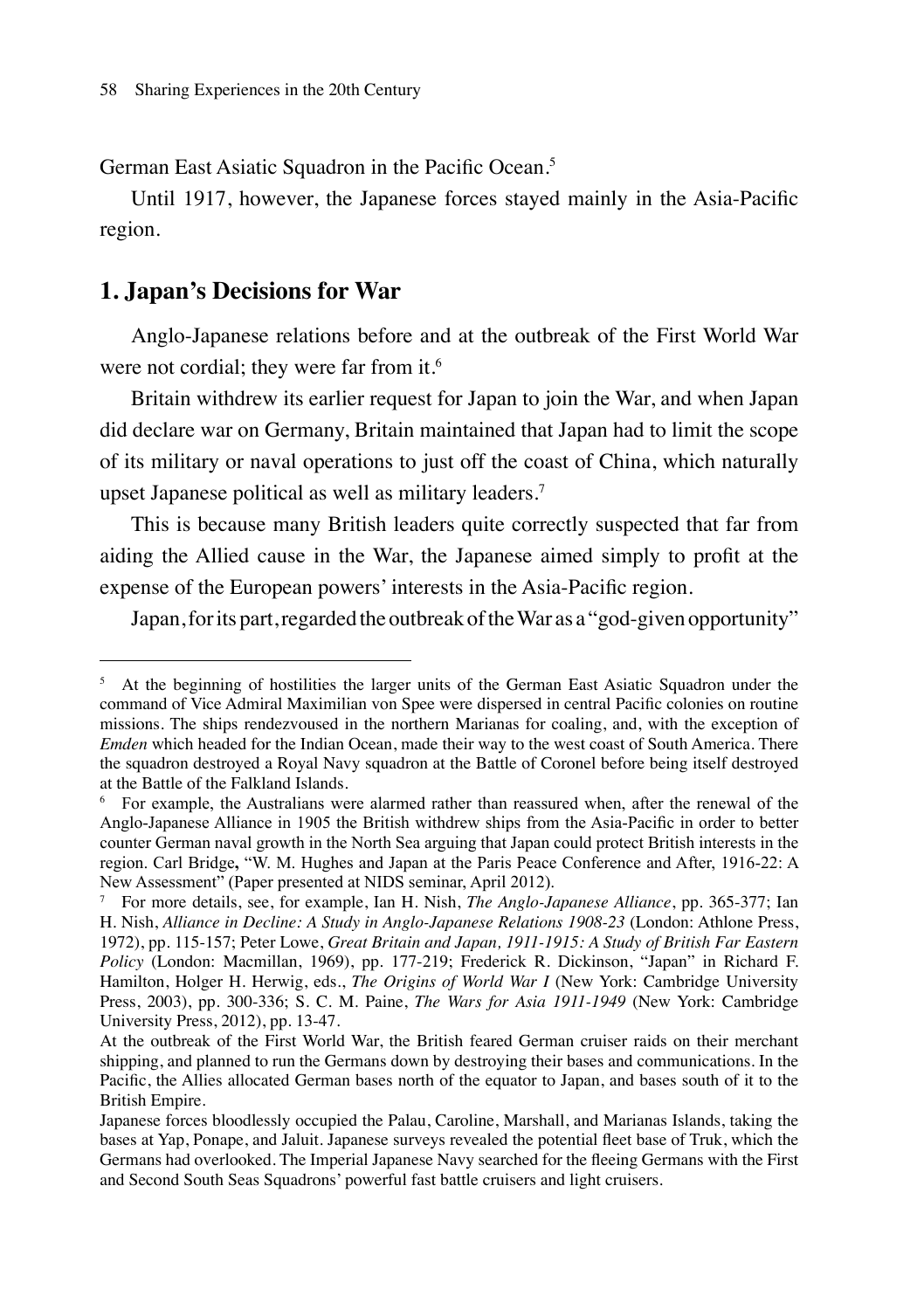German East Asiatic Squadron in the Pacific Ocean.[5]

Until 1917, however, the Japanese forces stayed mainly in the Asia-Pacific region.

## 1. Japan's Decisions for War

Anglo-Japanese relations before and at the outbreak of the First World War were not cordial; they were far from it.[6]

Britain withdrew its earlier request for Japan to join the War, and when Japan did declare war on Germany, Britain maintained that Japan had to limit the scope of its military or naval operations to just off the coast of China, which naturally upset Japanese political as well as military leaders.[7]

This is because many British leaders quite correctly suspected that far from aiding the Allied cause in the War, the Japanese aimed simply to profit at the expense of the European powers' interests in the Asia-Pacific region.

Japan, for its part, regarded the outbreak of the War as a "god-given opportunity"

---

[5] At the beginning of hostilities the larger units of the German East Asiatic Squadron under the command of Vice Admiral Maximilian von Spee were dispersed in central Pacific colonies on routine missions. The ships rendezvoused in the northern Marianas for coaling, and, with the exception of *Emden* which headed for the Indian Ocean, made their way to the west coast of South America. There the squadron destroyed a Royal Navy squadron at the Battle of Coronel before being itself destroyed at the Battle of the Falkland Islands.

[6] For example, the Australians were alarmed rather than reassured when, after the renewal of the Anglo-Japanese Alliance in 1905 the British withdrew ships from the Asia-Pacific in order to better counter German naval growth in the North Sea arguing that Japan could protect British interests in the region. Carl Bridge**,** "W. M. Hughes and Japan at the Paris Peace Conference and After, 1916-22: A New Assessment" (Paper presented at NIDS seminar, April 2012).

[7] For more details, see, for example, Ian H. Nish, *The Anglo-Japanese Alliance*, pp. 365-377; Ian H. Nish, *Alliance in Decline: A Study in Anglo-Japanese Relations 1908-23* (London: Athlone Press, 1972), pp. 115-157; Peter Lowe, *Great Britain and Japan, 1911-1915: A Study of British Far Eastern Policy* (London: Macmillan, 1969), pp. 177-219; Frederick R. Dickinson, "Japan" in Richard F. Hamilton, Holger H. Herwig, eds., *The Origins of World War I* (New York: Cambridge University Press, 2003), pp. 300-336; S. C. M. Paine, *The Wars for Asia 1911-1949* (New York: Cambridge University Press, 2012), pp. 13-47.

At the outbreak of the First World War, the British feared German cruiser raids on their merchant shipping, and planned to run the Germans down by destroying their bases and communications. In the Pacific, the Allies allocated German bases north of the equator to Japan, and bases south of it to the British Empire.

Japanese forces bloodlessly occupied the Palau, Caroline, Marshall, and Marianas Islands, taking the bases at Yap, Ponape, and Jaluit. Japanese surveys revealed the potential fleet base of Truk, which the Germans had overlooked. The Imperial Japanese Navy searched for the fleeing Germans with the First and Second South Seas Squadrons' powerful fast battle cruisers and light cruisers.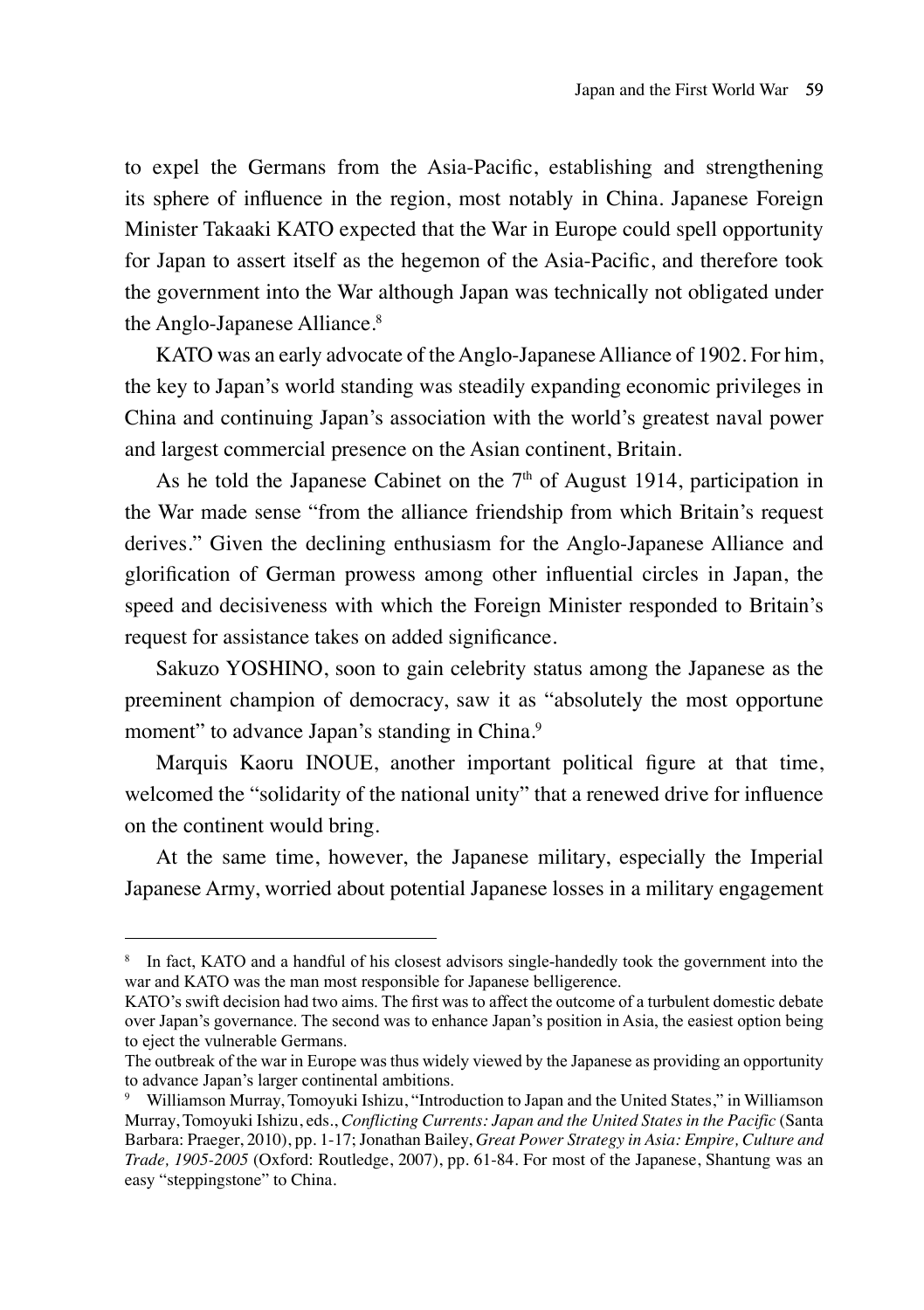to expel the Germans from the Asia-Pacific, establishing and strengthening its sphere of influence in the region, most notably in China. Japanese Foreign Minister Takaaki KATO expected that the War in Europe could spell opportunity for Japan to assert itself as the hegemon of the Asia-Pacific, and therefore took the government into the War although Japan was technically not obligated under the Anglo-Japanese Alliance.[8]

KATO was an early advocate of the Anglo-Japanese Alliance of 1902. For him, the key to Japan's world standing was steadily expanding economic privileges in China and continuing Japan's association with the world's greatest naval power and largest commercial presence on the Asian continent, Britain.

As he told the Japanese Cabinet on the 7th of August 1914, participation in the War made sense "from the alliance friendship from which Britain's request derives." Given the declining enthusiasm for the Anglo-Japanese Alliance and glorification of German prowess among other influential circles in Japan, the speed and decisiveness with which the Foreign Minister responded to Britain's request for assistance takes on added significance.

Sakuzo YOSHINO, soon to gain celebrity status among the Japanese as the preeminent champion of democracy, saw it as "absolutely the most opportune moment" to advance Japan's standing in China.[9]

Marquis Kaoru INOUE, another important political figure at that time, welcomed the "solidarity of the national unity" that a renewed drive for influence on the continent would bring.

At the same time, however, the Japanese military, especially the Imperial Japanese Army, worried about potential Japanese losses in a military engagement

---

[8] In fact, KATO and a handful of his closest advisors single-handedly took the government into the war and KATO was the man most responsible for Japanese belligerence.
KATO's swift decision had two aims. The first was to affect the outcome of a turbulent domestic debate over Japan's governance. The second was to enhance Japan's position in Asia, the easiest option being to eject the vulnerable Germans.
The outbreak of the war in Europe was thus widely viewed by the Japanese as providing an opportunity to advance Japan's larger continental ambitions.

[9] Williamson Murray, Tomoyuki Ishizu, "Introduction to Japan and the United States," in Williamson Murray, Tomoyuki Ishizu, eds., *Conflicting Currents: Japan and the United States in the Pacific* (Santa Barbara: Praeger, 2010), pp. 1-17; Jonathan Bailey, *Great Power Strategy in Asia: Empire, Culture and Trade, 1905-2005* (Oxford: Routledge, 2007), pp. 61-84. For most of the Japanese, Shantung was an easy "steppingstone" to China.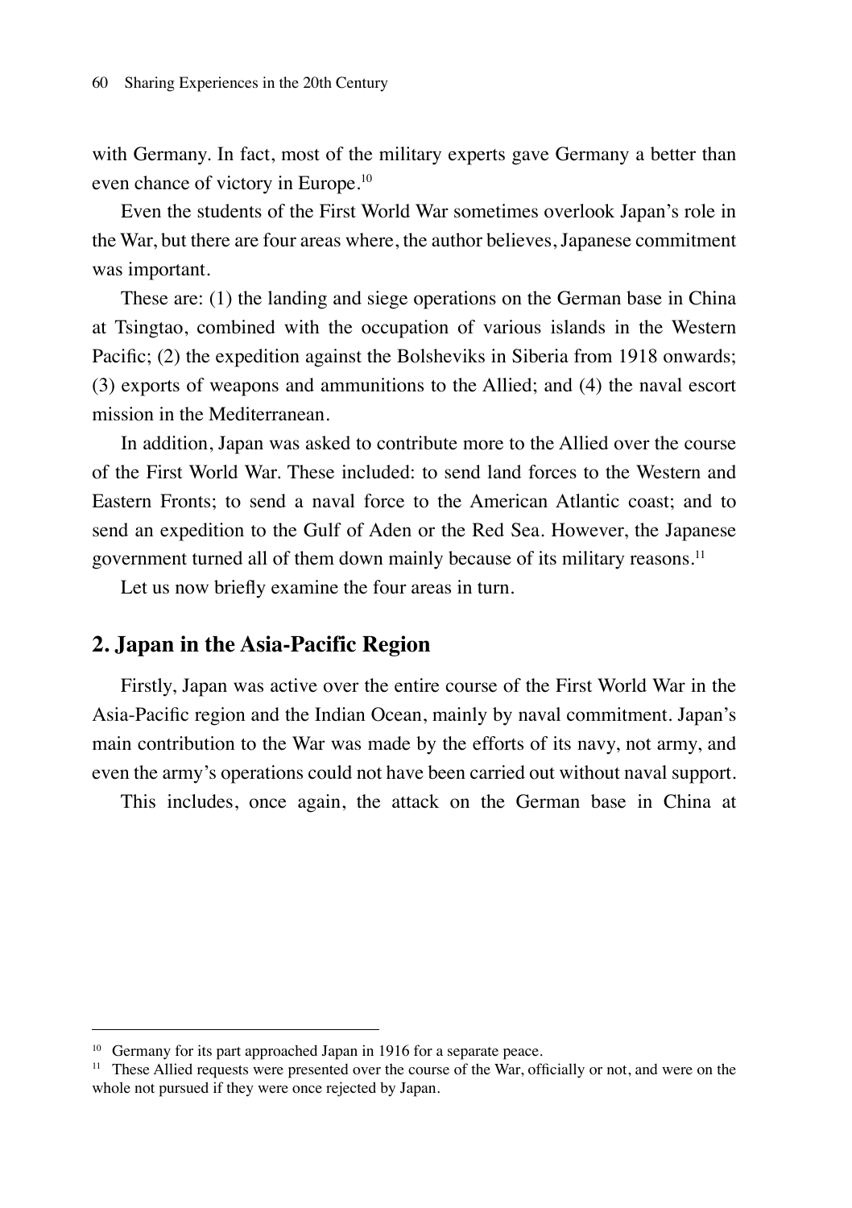with Germany. In fact, most of the military experts gave Germany a better than even chance of victory in Europe.[10]

Even the students of the First World War sometimes overlook Japan's role in the War, but there are four areas where, the author believes, Japanese commitment was important.

These are: (1) the landing and siege operations on the German base in China at Tsingtao, combined with the occupation of various islands in the Western Pacific; (2) the expedition against the Bolsheviks in Siberia from 1918 onwards; (3) exports of weapons and ammunitions to the Allied; and (4) the naval escort mission in the Mediterranean.

In addition, Japan was asked to contribute more to the Allied over the course of the First World War. These included: to send land forces to the Western and Eastern Fronts; to send a naval force to the American Atlantic coast; and to send an expedition to the Gulf of Aden or the Red Sea. However, the Japanese government turned all of them down mainly because of its military reasons.[11]

Let us now briefly examine the four areas in turn.

## 2. Japan in the Asia-Pacific Region

Firstly, Japan was active over the entire course of the First World War in the Asia-Pacific region and the Indian Ocean, mainly by naval commitment. Japan's main contribution to the War was made by the efforts of its navy, not army, and even the army's operations could not have been carried out without naval support.

This includes, once again, the attack on the German base in China at

---

[10] Germany for its part approached Japan in 1916 for a separate peace.

[11] These Allied requests were presented over the course of the War, officially or not, and were on the whole not pursued if they were once rejected by Japan.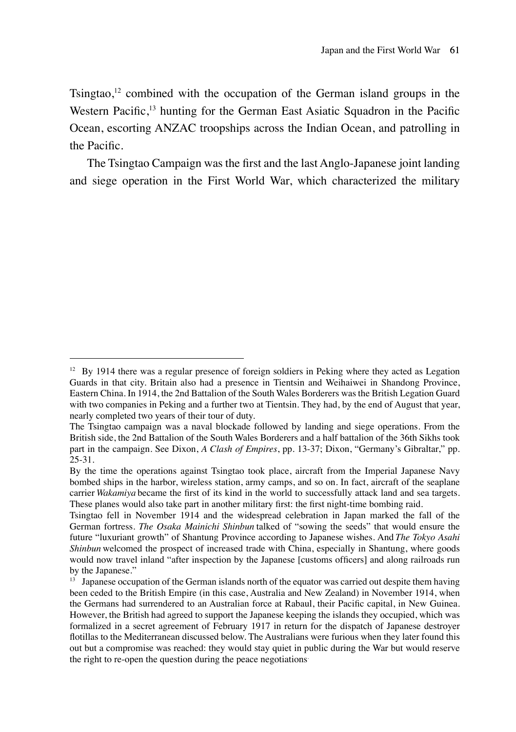Tsingtao,[12] combined with the occupation of the German island groups in the Western Pacific,[13] hunting for the German East Asiatic Squadron in the Pacific Ocean, escorting ANZAC troopships across the Indian Ocean, and patrolling in the Pacific.

The Tsingtao Campaign was the first and the last Anglo-Japanese joint landing and siege operation in the First World War, which characterized the military

---

[12] By 1914 there was a regular presence of foreign soldiers in Peking where they acted as Legation Guards in that city. Britain also had a presence in Tientsin and Weihaiwei in Shandong Province, Eastern China. In 1914, the 2nd Battalion of the South Wales Borderers was the British Legation Guard with two companies in Peking and a further two at Tientsin. They had, by the end of August that year, nearly completed two years of their tour of duty.

The Tsingtao campaign was a naval blockade followed by landing and siege operations. From the British side, the 2nd Battalion of the South Wales Borderers and a half battalion of the 36th Sikhs took part in the campaign. See Dixon, *A Clash of Empires*, pp. 13-37; Dixon, "Germany's Gibraltar," pp. 25-31.

By the time the operations against Tsingtao took place, aircraft from the Imperial Japanese Navy bombed ships in the harbor, wireless station, army camps, and so on. In fact, aircraft of the seaplane carrier *Wakamiya* became the first of its kind in the world to successfully attack land and sea targets. These planes would also take part in another military first: the first night-time bombing raid.

Tsingtao fell in November 1914 and the widespread celebration in Japan marked the fall of the German fortress. *The Osaka Mainichi Shinbun* talked of "sowing the seeds" that would ensure the future "luxuriant growth" of Shantung Province according to Japanese wishes. And *The Tokyo Asahi Shinbun* welcomed the prospect of increased trade with China, especially in Shantung, where goods would now travel inland "after inspection by the Japanese [customs officers] and along railroads run by the Japanese."

[13] Japanese occupation of the German islands north of the equator was carried out despite them having been ceded to the British Empire (in this case, Australia and New Zealand) in November 1914, when the Germans had surrendered to an Australian force at Rabaul, their Pacific capital, in New Guinea. However, the British had agreed to support the Japanese keeping the islands they occupied, which was formalized in a secret agreement of February 1917 in return for the dispatch of Japanese destroyer flotillas to the Mediterranean discussed below. The Australians were furious when they later found this out but a compromise was reached: they would stay quiet in public during the War but would reserve the right to re-open the question during the peace negotiations.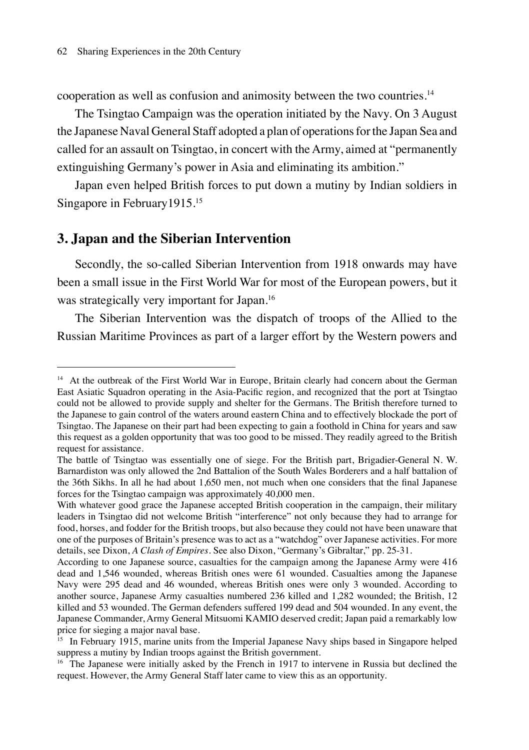cooperation as well as confusion and animosity between the two countries.[14]

The Tsingtao Campaign was the operation initiated by the Navy. On 3 August the Japanese Naval General Staff adopted a plan of operations for the Japan Sea and called for an assault on Tsingtao, in concert with the Army, aimed at "permanently extinguishing Germany's power in Asia and eliminating its ambition."

Japan even helped British forces to put down a mutiny by Indian soldiers in Singapore in February1915.[15]

## 3. Japan and the Siberian Intervention

Secondly, the so-called Siberian Intervention from 1918 onwards may have been a small issue in the First World War for most of the European powers, but it was strategically very important for Japan.[16]

The Siberian Intervention was the dispatch of troops of the Allied to the Russian Maritime Provinces as part of a larger effort by the Western powers and

---

[14] At the outbreak of the First World War in Europe, Britain clearly had concern about the German East Asiatic Squadron operating in the Asia-Pacific region, and recognized that the port at Tsingtao could not be allowed to provide supply and shelter for the Germans. The British therefore turned to the Japanese to gain control of the waters around eastern China and to effectively blockade the port of Tsingtao. The Japanese on their part had been expecting to gain a foothold in China for years and saw this request as a golden opportunity that was too good to be missed. They readily agreed to the British request for assistance.

The battle of Tsingtao was essentially one of siege. For the British part, Brigadier-General N. W. Barnardiston was only allowed the 2nd Battalion of the South Wales Borderers and a half battalion of the 36th Sikhs. In all he had about 1,650 men, not much when one considers that the final Japanese forces for the Tsingtao campaign was approximately 40,000 men.

With whatever good grace the Japanese accepted British cooperation in the campaign, their military leaders in Tsingtao did not welcome British "interference" not only because they had to arrange for food, horses, and fodder for the British troops, but also because they could not have been unaware that one of the purposes of Britain's presence was to act as a "watchdog" over Japanese activities. For more details, see Dixon, *A Clash of Empires*. See also Dixon, "Germany's Gibraltar," pp. 25-31.

According to one Japanese source, casualties for the campaign among the Japanese Army were 416 dead and 1,546 wounded, whereas British ones were 61 wounded. Casualties among the Japanese Navy were 295 dead and 46 wounded, whereas British ones were only 3 wounded. According to another source, Japanese Army casualties numbered 236 killed and 1,282 wounded; the British, 12 killed and 53 wounded. The German defenders suffered 199 dead and 504 wounded. In any event, the Japanese Commander, Army General Mitsuomi KAMIO deserved credit; Japan paid a remarkably low price for sieging a major naval base.

[15] In February 1915, marine units from the Imperial Japanese Navy ships based in Singapore helped suppress a mutiny by Indian troops against the British government.

[16] The Japanese were initially asked by the French in 1917 to intervene in Russia but declined the request. However, the Army General Staff later came to view this as an opportunity.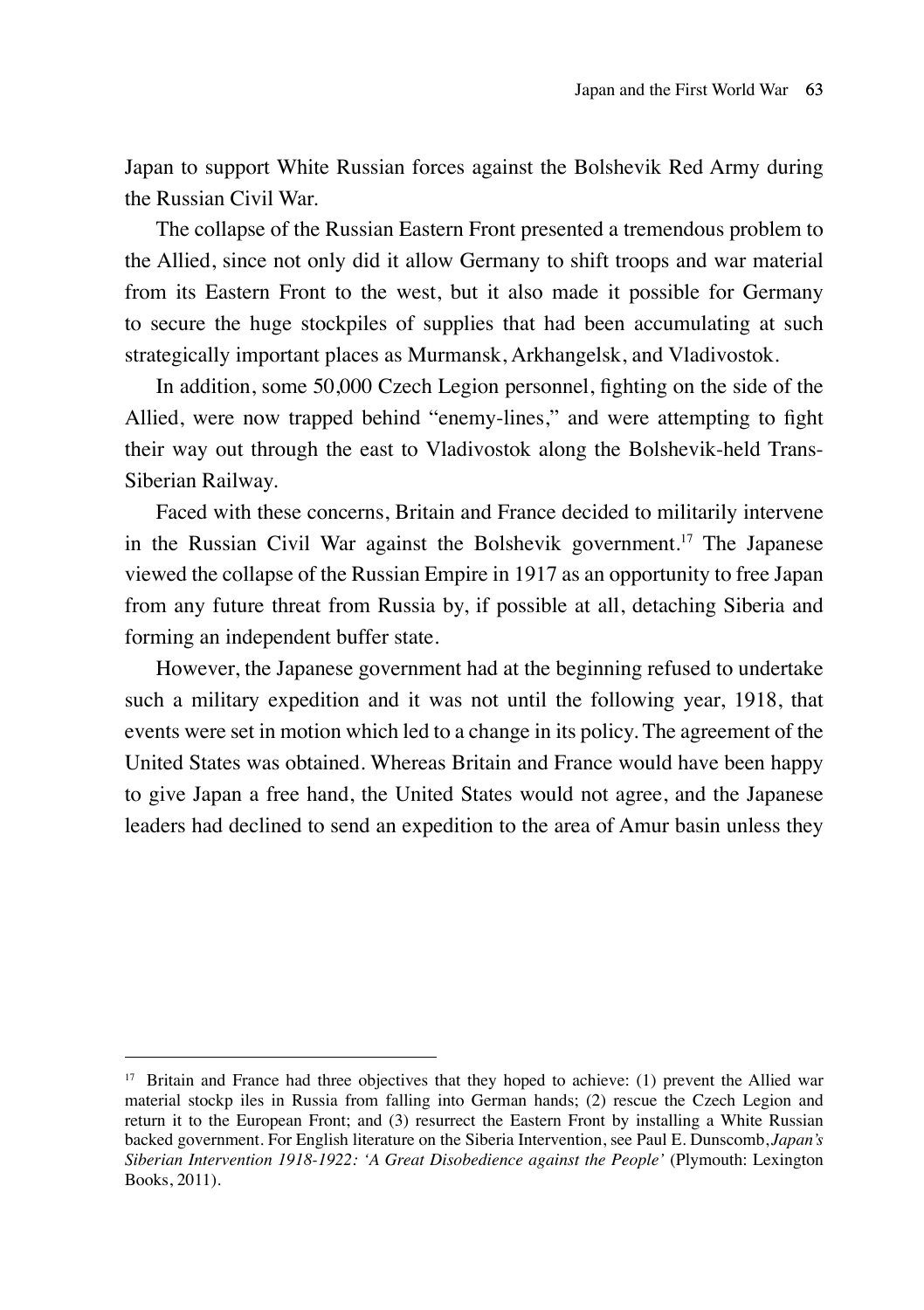Japan to support White Russian forces against the Bolshevik Red Army during the Russian Civil War.

The collapse of the Russian Eastern Front presented a tremendous problem to the Allied, since not only did it allow Germany to shift troops and war material from its Eastern Front to the west, but it also made it possible for Germany to secure the huge stockpiles of supplies that had been accumulating at such strategically important places as Murmansk, Arkhangelsk, and Vladivostok.

In addition, some 50,000 Czech Legion personnel, fighting on the side of the Allied, were now trapped behind "enemy-lines," and were attempting to fight their way out through the east to Vladivostok along the Bolshevik-held Trans-Siberian Railway.

Faced with these concerns, Britain and France decided to militarily intervene in the Russian Civil War against the Bolshevik government.[17] The Japanese viewed the collapse of the Russian Empire in 1917 as an opportunity to free Japan from any future threat from Russia by, if possible at all, detaching Siberia and forming an independent buffer state.

However, the Japanese government had at the beginning refused to undertake such a military expedition and it was not until the following year, 1918, that events were set in motion which led to a change in its policy. The agreement of the United States was obtained. Whereas Britain and France would have been happy to give Japan a free hand, the United States would not agree, and the Japanese leaders had declined to send an expedition to the area of Amur basin unless they

---

[17] Britain and France had three objectives that they hoped to achieve: (1) prevent the Allied war material stockp iles in Russia from falling into German hands; (2) rescue the Czech Legion and return it to the European Front; and (3) resurrect the Eastern Front by installing a White Russian backed government. For English literature on the Siberia Intervention, see Paul E. Dunscomb, *Japan's Siberian Intervention 1918-1922: 'A Great Disobedience against the People'* (Plymouth: Lexington Books, 2011).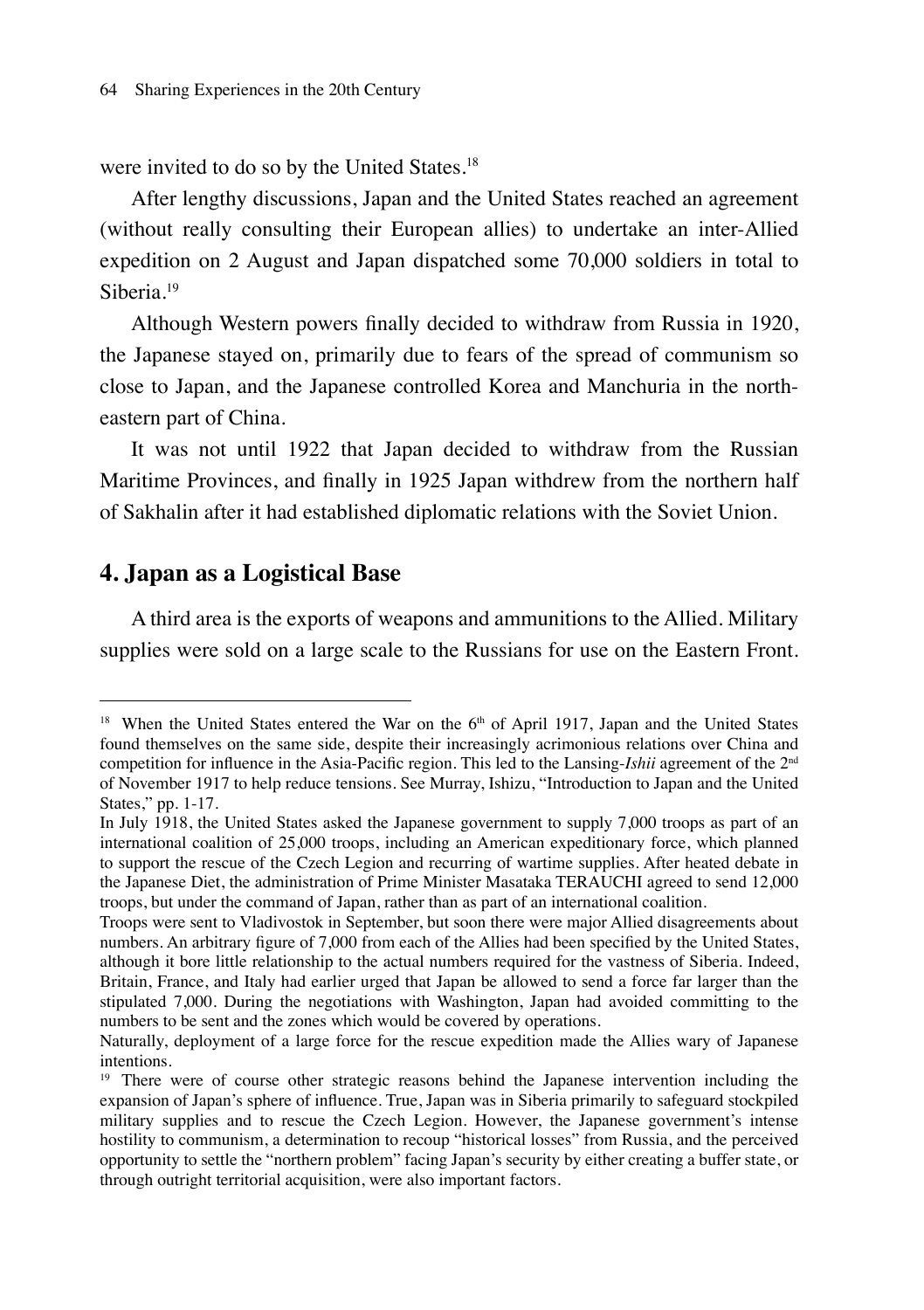were invited to do so by the United States.[18]

After lengthy discussions, Japan and the United States reached an agreement (without really consulting their European allies) to undertake an inter-Allied expedition on 2 August and Japan dispatched some 70,000 soldiers in total to Siberia.[19]

Although Western powers finally decided to withdraw from Russia in 1920, the Japanese stayed on, primarily due to fears of the spread of communism so close to Japan, and the Japanese controlled Korea and Manchuria in the north-eastern part of China.

It was not until 1922 that Japan decided to withdraw from the Russian Maritime Provinces, and finally in 1925 Japan withdrew from the northern half of Sakhalin after it had established diplomatic relations with the Soviet Union.

## 4. Japan as a Logistical Base

A third area is the exports of weapons and ammunitions to the Allied. Military supplies were sold on a large scale to the Russians for use on the Eastern Front.

---

[18] When the United States entered the War on the 6th of April 1917, Japan and the United States found themselves on the same side, despite their increasingly acrimonious relations over China and competition for influence in the Asia-Pacific region. This led to the Lansing-*Ishii* agreement of the 2nd of November 1917 to help reduce tensions. See Murray, Ishizu, "Introduction to Japan and the United States," pp. 1-17.

In July 1918, the United States asked the Japanese government to supply 7,000 troops as part of an international coalition of 25,000 troops, including an American expeditionary force, which planned to support the rescue of the Czech Legion and recurring of wartime supplies. After heated debate in the Japanese Diet, the administration of Prime Minister Masataka TERAUCHI agreed to send 12,000 troops, but under the command of Japan, rather than as part of an international coalition.

Troops were sent to Vladivostok in September, but soon there were major Allied disagreements about numbers. An arbitrary figure of 7,000 from each of the Allies had been specified by the United States, although it bore little relationship to the actual numbers required for the vastness of Siberia. Indeed, Britain, France, and Italy had earlier urged that Japan be allowed to send a force far larger than the stipulated 7,000. During the negotiations with Washington, Japan had avoided committing to the numbers to be sent and the zones which would be covered by operations.

Naturally, deployment of a large force for the rescue expedition made the Allies wary of Japanese intentions.

[19] There were of course other strategic reasons behind the Japanese intervention including the expansion of Japan's sphere of influence. True, Japan was in Siberia primarily to safeguard stockpiled military supplies and to rescue the Czech Legion. However, the Japanese government's intense hostility to communism, a determination to recoup "historical losses" from Russia, and the perceived opportunity to settle the "northern problem" facing Japan's security by either creating a buffer state, or through outright territorial acquisition, were also important factors.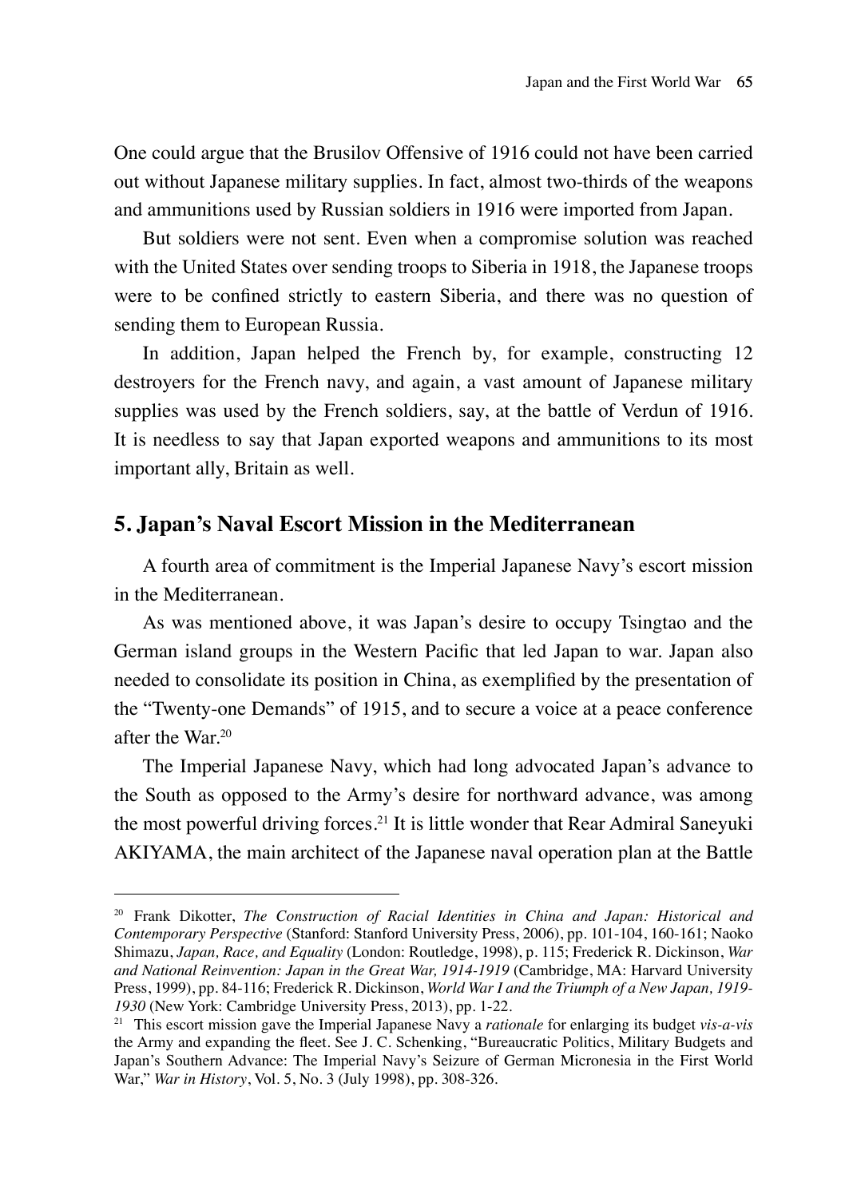One could argue that the Brusilov Offensive of 1916 could not have been carried out without Japanese military supplies. In fact, almost two-thirds of the weapons and ammunitions used by Russian soldiers in 1916 were imported from Japan.

But soldiers were not sent. Even when a compromise solution was reached with the United States over sending troops to Siberia in 1918, the Japanese troops were to be confined strictly to eastern Siberia, and there was no question of sending them to European Russia.

In addition, Japan helped the French by, for example, constructing 12 destroyers for the French navy, and again, a vast amount of Japanese military supplies was used by the French soldiers, say, at the battle of Verdun of 1916. It is needless to say that Japan exported weapons and ammunitions to its most important ally, Britain as well.

## 5. Japan's Naval Escort Mission in the Mediterranean

A fourth area of commitment is the Imperial Japanese Navy's escort mission in the Mediterranean.

As was mentioned above, it was Japan's desire to occupy Tsingtao and the German island groups in the Western Pacific that led Japan to war. Japan also needed to consolidate its position in China, as exemplified by the presentation of the "Twenty-one Demands" of 1915, and to secure a voice at a peace conference after the War.[20]

The Imperial Japanese Navy, which had long advocated Japan's advance to the South as opposed to the Army's desire for northward advance, was among the most powerful driving forces.[21] It is little wonder that Rear Admiral Saneyuki AKIYAMA, the main architect of the Japanese naval operation plan at the Battle

---

[20] Frank Dikotter, *The Construction of Racial Identities in China and Japan: Historical and Contemporary Perspective* (Stanford: Stanford University Press, 2006), pp. 101-104, 160-161; Naoko Shimazu, *Japan, Race, and Equality* (London: Routledge, 1998), p. 115; Frederick R. Dickinson, *War and National Reinvention: Japan in the Great War, 1914-1919* (Cambridge, MA: Harvard University Press, 1999), pp. 84-116; Frederick R. Dickinson, *World War I and the Triumph of a New Japan, 1919-1930* (New York: Cambridge University Press, 2013), pp. 1-22.

[21] This escort mission gave the Imperial Japanese Navy a *rationale* for enlarging its budget *vis-a-vis* the Army and expanding the fleet. See J. C. Schenking, "Bureaucratic Politics, Military Budgets and Japan's Southern Advance: The Imperial Navy's Seizure of German Micronesia in the First World War," *War in History*, Vol. 5, No. 3 (July 1998), pp. 308-326.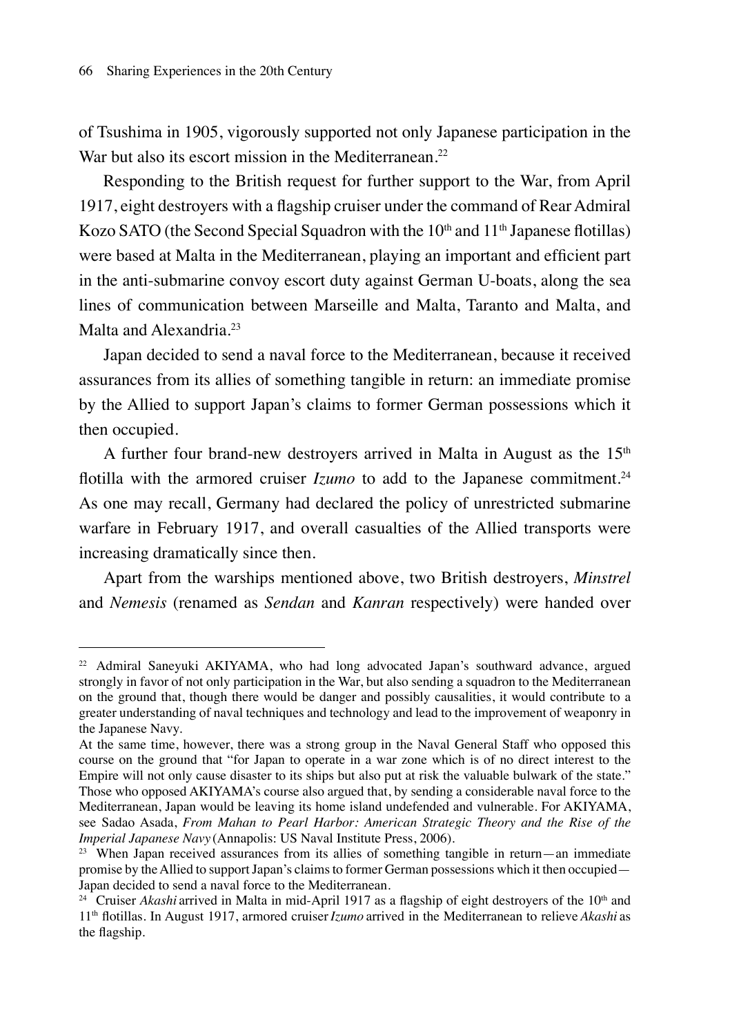of Tsushima in 1905, vigorously supported not only Japanese participation in the War but also its escort mission in the Mediterranean.[22]

Responding to the British request for further support to the War, from April 1917, eight destroyers with a flagship cruiser under the command of Rear Admiral Kozo SATO (the Second Special Squadron with the 10th and 11th Japanese flotillas) were based at Malta in the Mediterranean, playing an important and efficient part in the anti-submarine convoy escort duty against German U-boats, along the sea lines of communication between Marseille and Malta, Taranto and Malta, and Malta and Alexandria.[23]

Japan decided to send a naval force to the Mediterranean, because it received assurances from its allies of something tangible in return: an immediate promise by the Allied to support Japan's claims to former German possessions which it then occupied.

A further four brand-new destroyers arrived in Malta in August as the 15th flotilla with the armored cruiser *Izumo* to add to the Japanese commitment.[24] As one may recall, Germany had declared the policy of unrestricted submarine warfare in February 1917, and overall casualties of the Allied transports were increasing dramatically since then.

Apart from the warships mentioned above, two British destroyers, *Minstrel* and *Nemesis* (renamed as *Sendan* and *Kanran* respectively) were handed over

---

[22] Admiral Saneyuki AKIYAMA, who had long advocated Japan's southward advance, argued strongly in favor of not only participation in the War, but also sending a squadron to the Mediterranean on the ground that, though there would be danger and possibly causalities, it would contribute to a greater understanding of naval techniques and technology and lead to the improvement of weaponry in the Japanese Navy.

At the same time, however, there was a strong group in the Naval General Staff who opposed this course on the ground that "for Japan to operate in a war zone which is of no direct interest to the Empire will not only cause disaster to its ships but also put at risk the valuable bulwark of the state." Those who opposed AKIYAMA's course also argued that, by sending a considerable naval force to the Mediterranean, Japan would be leaving its home island undefended and vulnerable. For AKIYAMA, see Sadao Asada, *From Mahan to Pearl Harbor: American Strategic Theory and the Rise of the Imperial Japanese Navy* (Annapolis: US Naval Institute Press, 2006).

[23] When Japan received assurances from its allies of something tangible in return—an immediate promise by the Allied to support Japan's claims to former German possessions which it then occupied—Japan decided to send a naval force to the Mediterranean.

[24] Cruiser *Akashi* arrived in Malta in mid-April 1917 as a flagship of eight destroyers of the 10th and 11th flotillas. In August 1917, armored cruiser *Izumo* arrived in the Mediterranean to relieve *Akashi* as the flagship.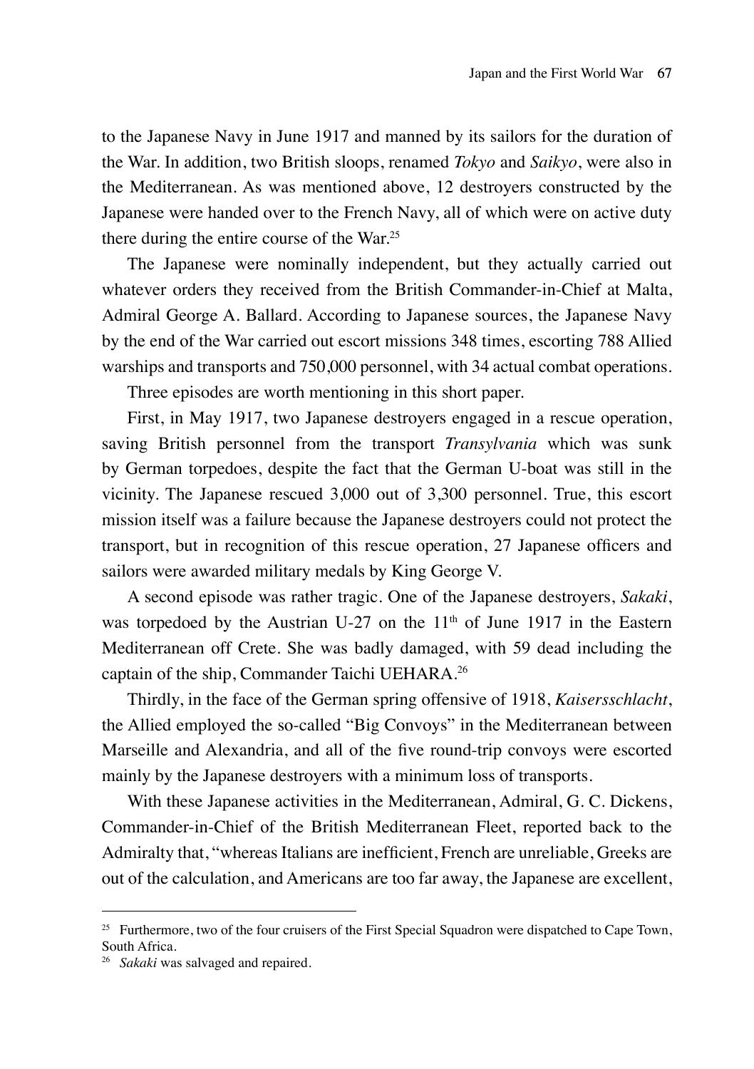to the Japanese Navy in June 1917 and manned by its sailors for the duration of the War. In addition, two British sloops, renamed *Tokyo* and *Saikyo*, were also in the Mediterranean. As was mentioned above, 12 destroyers constructed by the Japanese were handed over to the French Navy, all of which were on active duty there during the entire course of the War.[25]

The Japanese were nominally independent, but they actually carried out whatever orders they received from the British Commander-in-Chief at Malta, Admiral George A. Ballard. According to Japanese sources, the Japanese Navy by the end of the War carried out escort missions 348 times, escorting 788 Allied warships and transports and 750,000 personnel, with 34 actual combat operations.

Three episodes are worth mentioning in this short paper.

First, in May 1917, two Japanese destroyers engaged in a rescue operation, saving British personnel from the transport *Transylvania* which was sunk by German torpedoes, despite the fact that the German U-boat was still in the vicinity. The Japanese rescued 3,000 out of 3,300 personnel. True, this escort mission itself was a failure because the Japanese destroyers could not protect the transport, but in recognition of this rescue operation, 27 Japanese officers and sailors were awarded military medals by King George V.

A second episode was rather tragic. One of the Japanese destroyers, *Sakaki*, was torpedoed by the Austrian U-27 on the 11th of June 1917 in the Eastern Mediterranean off Crete. She was badly damaged, with 59 dead including the captain of the ship, Commander Taichi UEHARA.[26]

Thirdly, in the face of the German spring offensive of 1918, *Kaisersschlacht*, the Allied employed the so-called "Big Convoys" in the Mediterranean between Marseille and Alexandria, and all of the five round-trip convoys were escorted mainly by the Japanese destroyers with a minimum loss of transports.

With these Japanese activities in the Mediterranean, Admiral, G. C. Dickens, Commander-in-Chief of the British Mediterranean Fleet, reported back to the Admiralty that, "whereas Italians are inefficient, French are unreliable, Greeks are out of the calculation, and Americans are too far away, the Japanese are excellent,

---

[25] Furthermore, two of the four cruisers of the First Special Squadron were dispatched to Cape Town, South Africa.

[26] *Sakaki* was salvaged and repaired.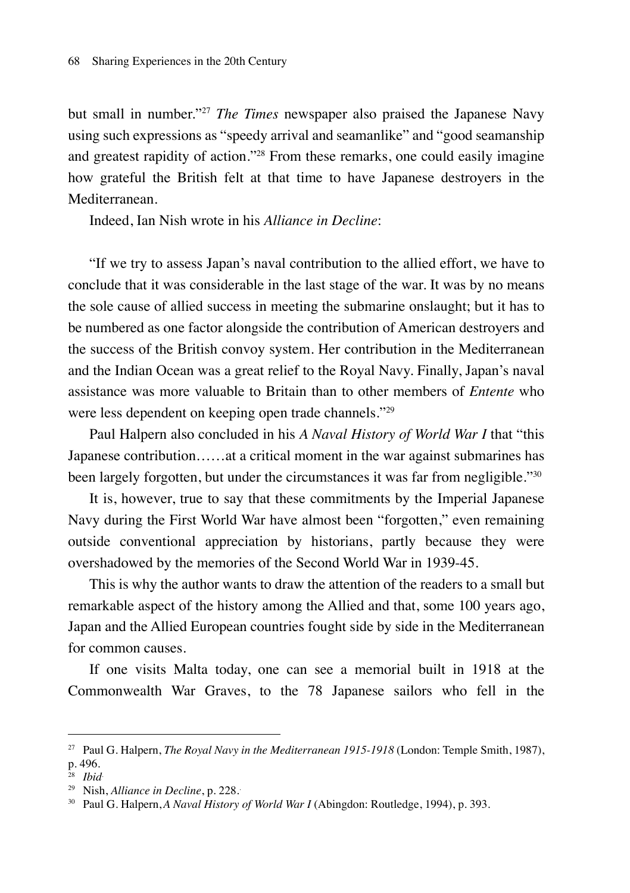but small in number."[27] *The Times* newspaper also praised the Japanese Navy using such expressions as "speedy arrival and seamanlike" and "good seamanship and greatest rapidity of action."[28] From these remarks, one could easily imagine how grateful the British felt at that time to have Japanese destroyers in the Mediterranean.

Indeed, Ian Nish wrote in his *Alliance in Decline*:

"If we try to assess Japan's naval contribution to the allied effort, we have to conclude that it was considerable in the last stage of the war. It was by no means the sole cause of allied success in meeting the submarine onslaught; but it has to be numbered as one factor alongside the contribution of American destroyers and the success of the British convoy system. Her contribution in the Mediterranean and the Indian Ocean was a great relief to the Royal Navy. Finally, Japan's naval assistance was more valuable to Britain than to other members of *Entente* who were less dependent on keeping open trade channels."[29]

Paul Halpern also concluded in his *A Naval History of World War I* that "this Japanese contribution……at a critical moment in the war against submarines has been largely forgotten, but under the circumstances it was far from negligible."[30]

It is, however, true to say that these commitments by the Imperial Japanese Navy during the First World War have almost been "forgotten," even remaining outside conventional appreciation by historians, partly because they were overshadowed by the memories of the Second World War in 1939-45.

This is why the author wants to draw the attention of the readers to a small but remarkable aspect of the history among the Allied and that, some 100 years ago, Japan and the Allied European countries fought side by side in the Mediterranean for common causes.

If one visits Malta today, one can see a memorial built in 1918 at the Commonwealth War Graves, to the 78 Japanese sailors who fell in the

---

[27] Paul G. Halpern, *The Royal Navy in the Mediterranean 1915-1918* (London: Temple Smith, 1987), p. 496.

[28] *Ibid.*

[29] Nish, *Alliance in Decline*, p. 228.

[30] Paul G. Halpern, *A Naval History of World War I* (Abingdon: Routledge, 1994), p. 393.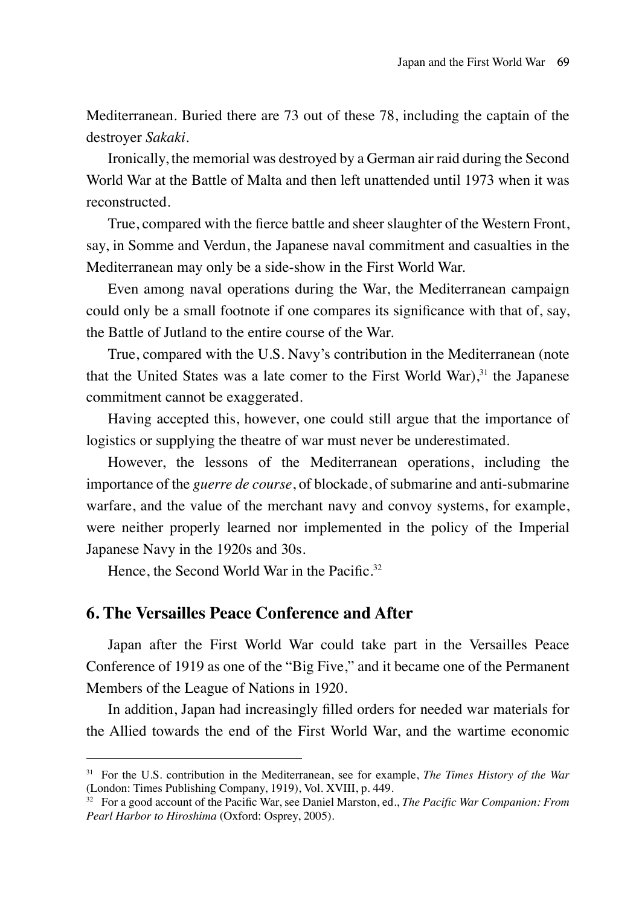Mediterranean. Buried there are 73 out of these 78, including the captain of the destroyer *Sakaki*.

Ironically, the memorial was destroyed by a German air raid during the Second World War at the Battle of Malta and then left unattended until 1973 when it was reconstructed.

True, compared with the fierce battle and sheer slaughter of the Western Front, say, in Somme and Verdun, the Japanese naval commitment and casualties in the Mediterranean may only be a side-show in the First World War.

Even among naval operations during the War, the Mediterranean campaign could only be a small footnote if one compares its significance with that of, say, the Battle of Jutland to the entire course of the War.

True, compared with the U.S. Navy's contribution in the Mediterranean (note that the United States was a late comer to the First World War),[31] the Japanese commitment cannot be exaggerated.

Having accepted this, however, one could still argue that the importance of logistics or supplying the theatre of war must never be underestimated.

However, the lessons of the Mediterranean operations, including the importance of the *guerre de course*, of blockade, of submarine and anti-submarine warfare, and the value of the merchant navy and convoy systems, for example, were neither properly learned nor implemented in the policy of the Imperial Japanese Navy in the 1920s and 30s.

Hence, the Second World War in the Pacific.[32]

## 6. The Versailles Peace Conference and After

Japan after the First World War could take part in the Versailles Peace Conference of 1919 as one of the "Big Five," and it became one of the Permanent Members of the League of Nations in 1920.

In addition, Japan had increasingly filled orders for needed war materials for the Allied towards the end of the First World War, and the wartime economic

---

[31] For the U.S. contribution in the Mediterranean, see for example, *The Times History of the War* (London: Times Publishing Company, 1919), Vol. XVIII, p. 449.

[32] For a good account of the Pacific War, see Daniel Marston, ed., *The Pacific War Companion: From Pearl Harbor to Hiroshima* (Oxford: Osprey, 2005).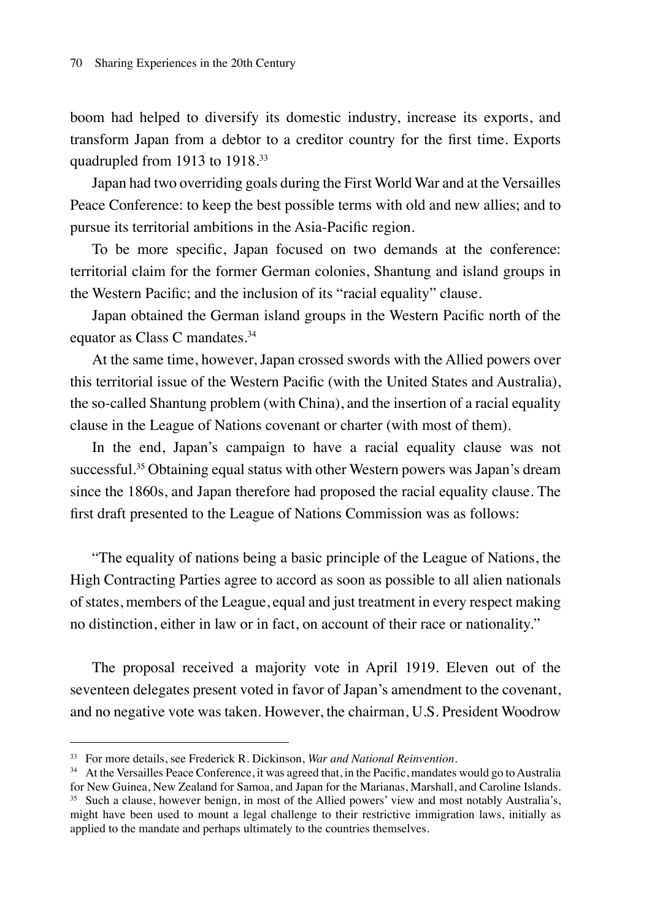boom had helped to diversify its domestic industry, increase its exports, and transform Japan from a debtor to a creditor country for the first time. Exports quadrupled from 1913 to 1918.[33]

Japan had two overriding goals during the First World War and at the Versailles Peace Conference: to keep the best possible terms with old and new allies; and to pursue its territorial ambitions in the Asia-Pacific region.

To be more specific, Japan focused on two demands at the conference: territorial claim for the former German colonies, Shantung and island groups in the Western Pacific; and the inclusion of its "racial equality" clause.

Japan obtained the German island groups in the Western Pacific north of the equator as Class C mandates.[34]

At the same time, however, Japan crossed swords with the Allied powers over this territorial issue of the Western Pacific (with the United States and Australia), the so-called Shantung problem (with China), and the insertion of a racial equality clause in the League of Nations covenant or charter (with most of them).

In the end, Japan's campaign to have a racial equality clause was not successful.[35] Obtaining equal status with other Western powers was Japan's dream since the 1860s, and Japan therefore had proposed the racial equality clause. The first draft presented to the League of Nations Commission was as follows:

"The equality of nations being a basic principle of the League of Nations, the High Contracting Parties agree to accord as soon as possible to all alien nationals of states, members of the League, equal and just treatment in every respect making no distinction, either in law or in fact, on account of their race or nationality."

The proposal received a majority vote in April 1919. Eleven out of the seventeen delegates present voted in favor of Japan's amendment to the covenant, and no negative vote was taken. However, the chairman, U.S. President Woodrow

---

[33] For more details, see Frederick R. Dickinson, *War and National Reinvention*.

[34] At the Versailles Peace Conference, it was agreed that, in the Pacific, mandates would go to Australia for New Guinea, New Zealand for Samoa, and Japan for the Marianas, Marshall, and Caroline Islands.

[35] Such a clause, however benign, in most of the Allied powers' view and most notably Australia's, might have been used to mount a legal challenge to their restrictive immigration laws, initially as applied to the mandate and perhaps ultimately to the countries themselves.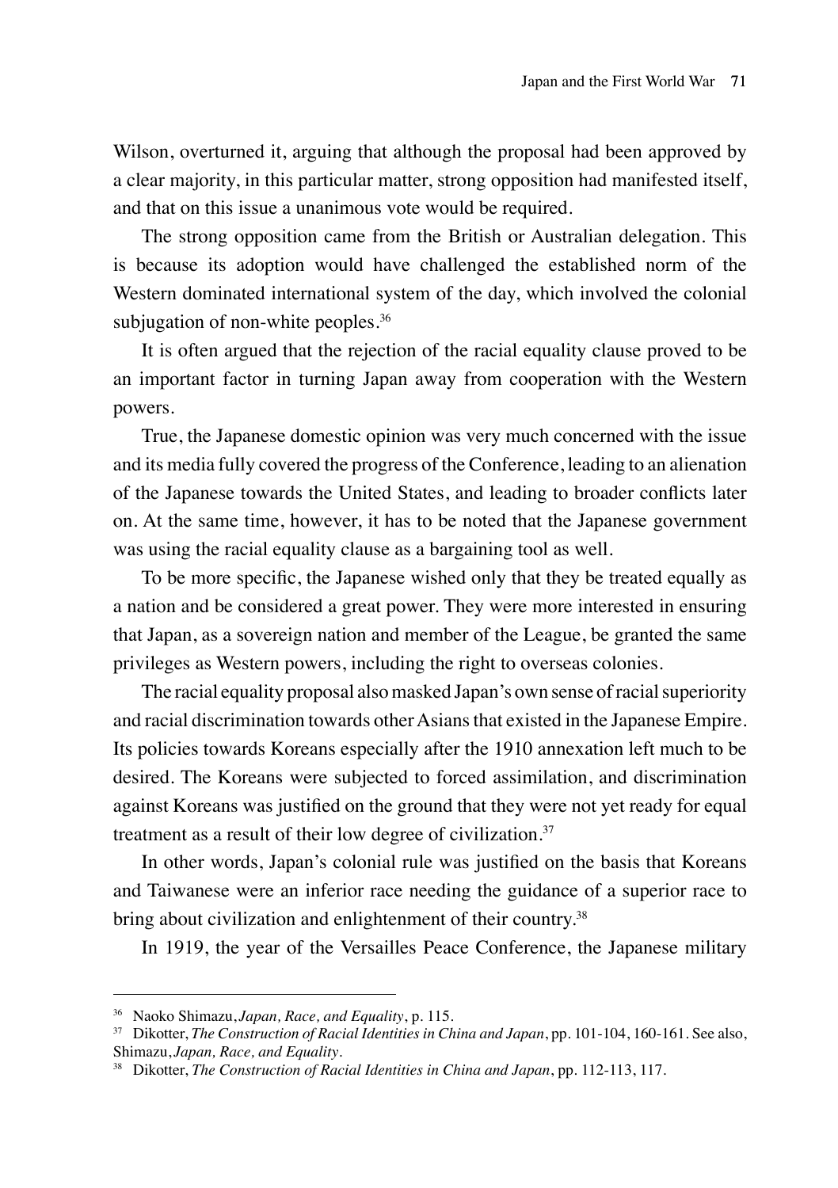Wilson, overturned it, arguing that although the proposal had been approved by a clear majority, in this particular matter, strong opposition had manifested itself, and that on this issue a unanimous vote would be required.

The strong opposition came from the British or Australian delegation. This is because its adoption would have challenged the established norm of the Western dominated international system of the day, which involved the colonial subjugation of non-white peoples.[36]

It is often argued that the rejection of the racial equality clause proved to be an important factor in turning Japan away from cooperation with the Western powers.

True, the Japanese domestic opinion was very much concerned with the issue and its media fully covered the progress of the Conference, leading to an alienation of the Japanese towards the United States, and leading to broader conflicts later on. At the same time, however, it has to be noted that the Japanese government was using the racial equality clause as a bargaining tool as well.

To be more specific, the Japanese wished only that they be treated equally as a nation and be considered a great power. They were more interested in ensuring that Japan, as a sovereign nation and member of the League, be granted the same privileges as Western powers, including the right to overseas colonies.

The racial equality proposal also masked Japan's own sense of racial superiority and racial discrimination towards other Asians that existed in the Japanese Empire. Its policies towards Koreans especially after the 1910 annexation left much to be desired. The Koreans were subjected to forced assimilation, and discrimination against Koreans was justified on the ground that they were not yet ready for equal treatment as a result of their low degree of civilization.[37]

In other words, Japan's colonial rule was justified on the basis that Koreans and Taiwanese were an inferior race needing the guidance of a superior race to bring about civilization and enlightenment of their country.[38]

In 1919, the year of the Versailles Peace Conference, the Japanese military

---

[36] Naoko Shimazu, *Japan, Race, and Equality*, p. 115.

[37] Dikotter, *The Construction of Racial Identities in China and Japan*, pp. 101-104, 160-161. See also, Shimazu, *Japan, Race, and Equality*.

[38] Dikotter, *The Construction of Racial Identities in China and Japan*, pp. 112-113, 117.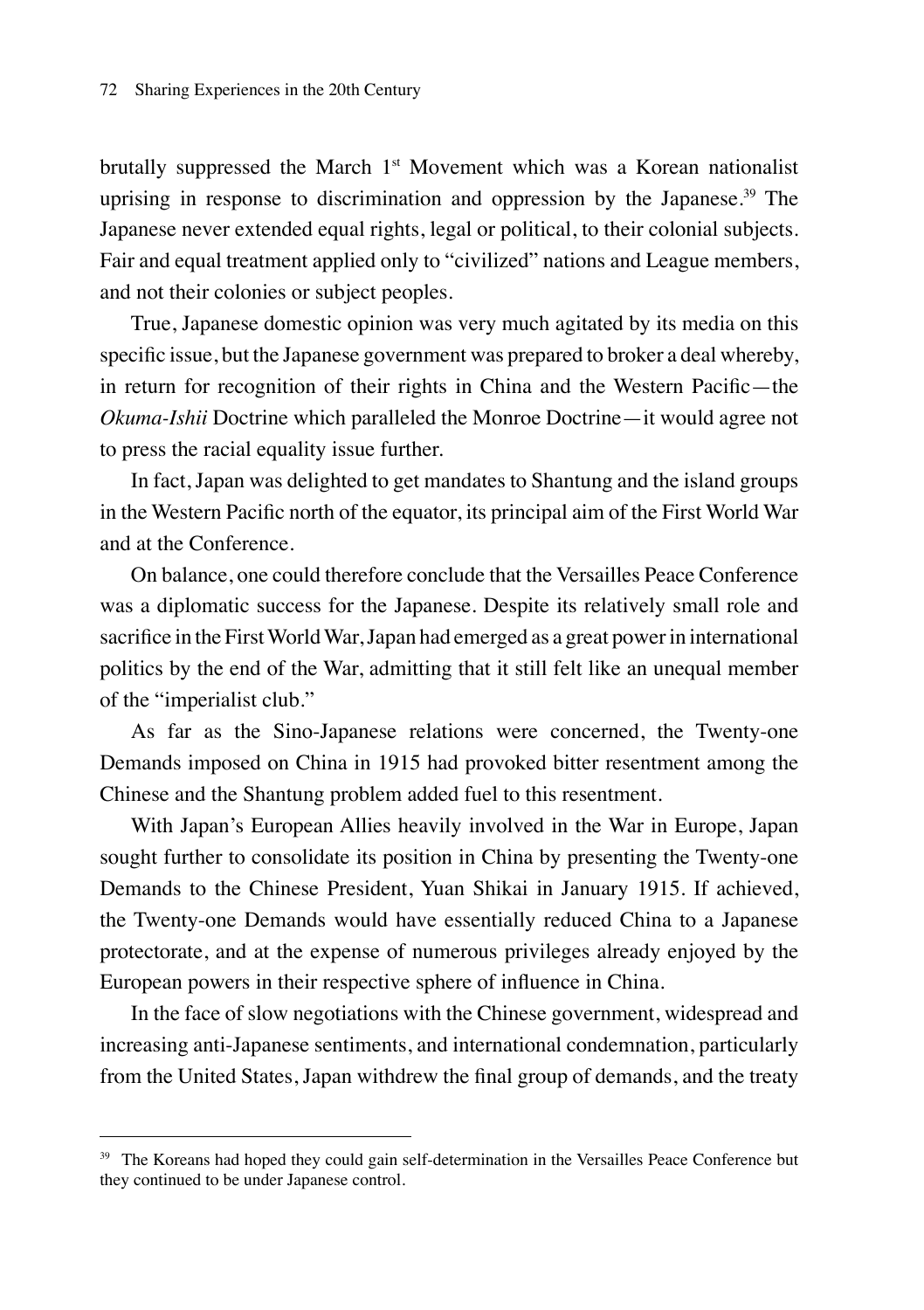brutally suppressed the March 1st Movement which was a Korean nationalist uprising in response to discrimination and oppression by the Japanese.[39] The Japanese never extended equal rights, legal or political, to their colonial subjects. Fair and equal treatment applied only to "civilized" nations and League members, and not their colonies or subject peoples.

True, Japanese domestic opinion was very much agitated by its media on this specific issue, but the Japanese government was prepared to broker a deal whereby, in return for recognition of their rights in China and the Western Pacific—the *Okuma-Ishii* Doctrine which paralleled the Monroe Doctrine—it would agree not to press the racial equality issue further.

In fact, Japan was delighted to get mandates to Shantung and the island groups in the Western Pacific north of the equator, its principal aim of the First World War and at the Conference.

On balance, one could therefore conclude that the Versailles Peace Conference was a diplomatic success for the Japanese. Despite its relatively small role and sacrifice in the First World War, Japan had emerged as a great power in international politics by the end of the War, admitting that it still felt like an unequal member of the "imperialist club."

As far as the Sino-Japanese relations were concerned, the Twenty-one Demands imposed on China in 1915 had provoked bitter resentment among the Chinese and the Shantung problem added fuel to this resentment.

With Japan's European Allies heavily involved in the War in Europe, Japan sought further to consolidate its position in China by presenting the Twenty-one Demands to the Chinese President, Yuan Shikai in January 1915. If achieved, the Twenty-one Demands would have essentially reduced China to a Japanese protectorate, and at the expense of numerous privileges already enjoyed by the European powers in their respective sphere of influence in China.

In the face of slow negotiations with the Chinese government, widespread and increasing anti-Japanese sentiments, and international condemnation, particularly from the United States, Japan withdrew the final group of demands, and the treaty

---

[39] The Koreans had hoped they could gain self-determination in the Versailles Peace Conference but they continued to be under Japanese control.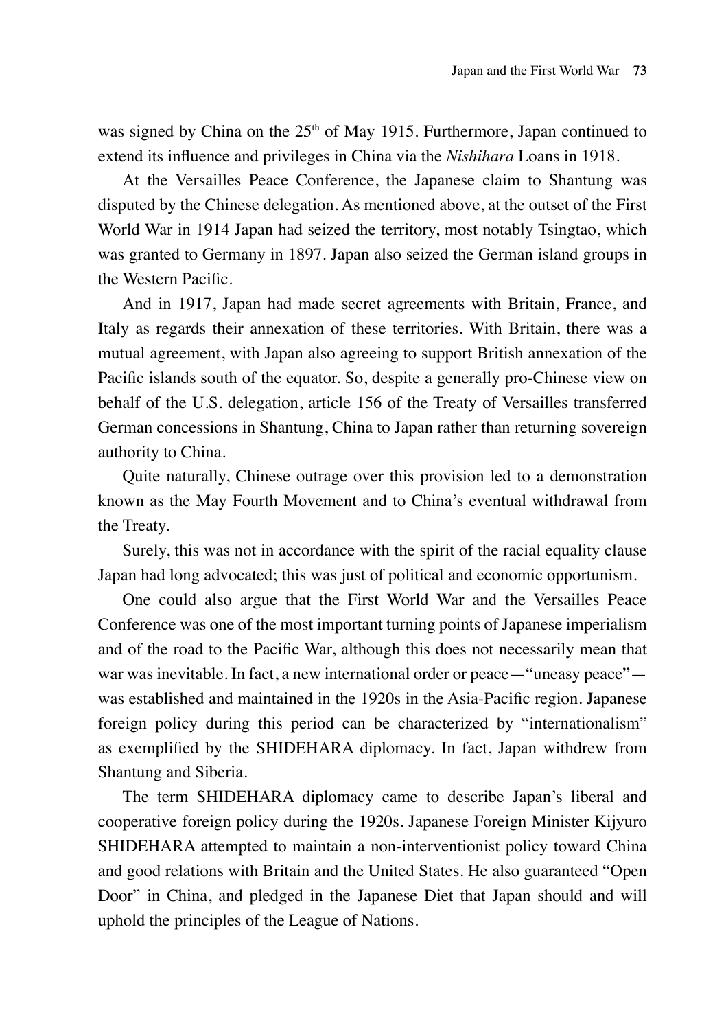was signed by China on the 25th of May 1915. Furthermore, Japan continued to extend its influence and privileges in China via the *Nishihara* Loans in 1918.

At the Versailles Peace Conference, the Japanese claim to Shantung was disputed by the Chinese delegation. As mentioned above, at the outset of the First World War in 1914 Japan had seized the territory, most notably Tsingtao, which was granted to Germany in 1897. Japan also seized the German island groups in the Western Pacific.

And in 1917, Japan had made secret agreements with Britain, France, and Italy as regards their annexation of these territories. With Britain, there was a mutual agreement, with Japan also agreeing to support British annexation of the Pacific islands south of the equator. So, despite a generally pro-Chinese view on behalf of the U.S. delegation, article 156 of the Treaty of Versailles transferred German concessions in Shantung, China to Japan rather than returning sovereign authority to China.

Quite naturally, Chinese outrage over this provision led to a demonstration known as the May Fourth Movement and to China's eventual withdrawal from the Treaty.

Surely, this was not in accordance with the spirit of the racial equality clause Japan had long advocated; this was just of political and economic opportunism.

One could also argue that the First World War and the Versailles Peace Conference was one of the most important turning points of Japanese imperialism and of the road to the Pacific War, although this does not necessarily mean that war was inevitable. In fact, a new international order or peace—"uneasy peace"—was established and maintained in the 1920s in the Asia-Pacific region. Japanese foreign policy during this period can be characterized by "internationalism" as exemplified by the SHIDEHARA diplomacy. In fact, Japan withdrew from Shantung and Siberia.

The term SHIDEHARA diplomacy came to describe Japan's liberal and cooperative foreign policy during the 1920s. Japanese Foreign Minister Kijyuro SHIDEHARA attempted to maintain a non-interventionist policy toward China and good relations with Britain and the United States. He also guaranteed "Open Door" in China, and pledged in the Japanese Diet that Japan should and will uphold the principles of the League of Nations.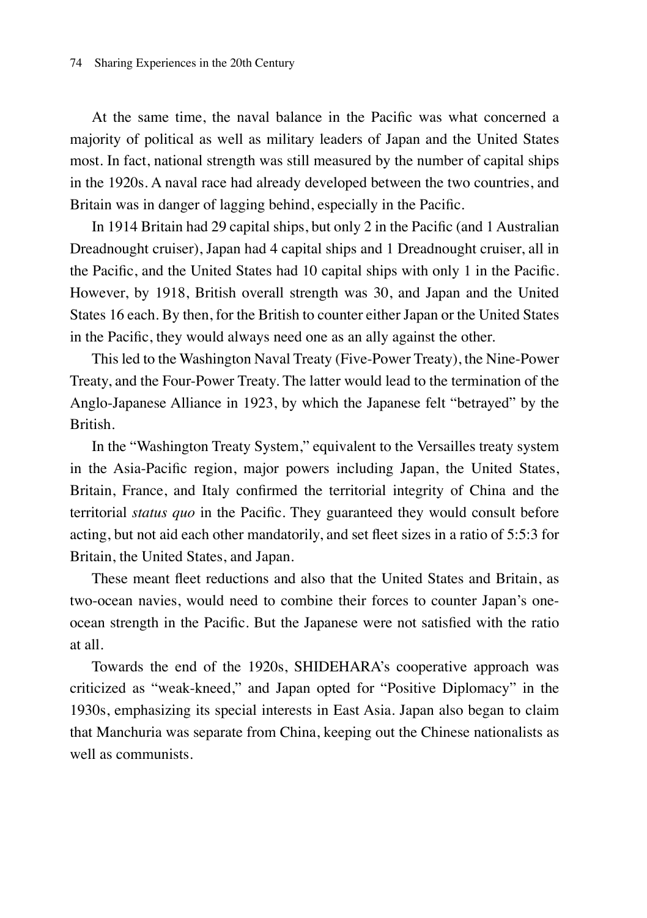At the same time, the naval balance in the Pacific was what concerned a majority of political as well as military leaders of Japan and the United States most. In fact, national strength was still measured by the number of capital ships in the 1920s. A naval race had already developed between the two countries, and Britain was in danger of lagging behind, especially in the Pacific.

In 1914 Britain had 29 capital ships, but only 2 in the Pacific (and 1 Australian Dreadnought cruiser), Japan had 4 capital ships and 1 Dreadnought cruiser, all in the Pacific, and the United States had 10 capital ships with only 1 in the Pacific. However, by 1918, British overall strength was 30, and Japan and the United States 16 each. By then, for the British to counter either Japan or the United States in the Pacific, they would always need one as an ally against the other.

This led to the Washington Naval Treaty (Five-Power Treaty), the Nine-Power Treaty, and the Four-Power Treaty. The latter would lead to the termination of the Anglo-Japanese Alliance in 1923, by which the Japanese felt "betrayed" by the British.

In the "Washington Treaty System," equivalent to the Versailles treaty system in the Asia-Pacific region, major powers including Japan, the United States, Britain, France, and Italy confirmed the territorial integrity of China and the territorial *status quo* in the Pacific. They guaranteed they would consult before acting, but not aid each other mandatorily, and set fleet sizes in a ratio of 5:5:3 for Britain, the United States, and Japan.

These meant fleet reductions and also that the United States and Britain, as two-ocean navies, would need to combine their forces to counter Japan's one-ocean strength in the Pacific. But the Japanese were not satisfied with the ratio at all.

Towards the end of the 1920s, SHIDEHARA's cooperative approach was criticized as "weak-kneed," and Japan opted for "Positive Diplomacy" in the 1930s, emphasizing its special interests in East Asia. Japan also began to claim that Manchuria was separate from China, keeping out the Chinese nationalists as well as communists.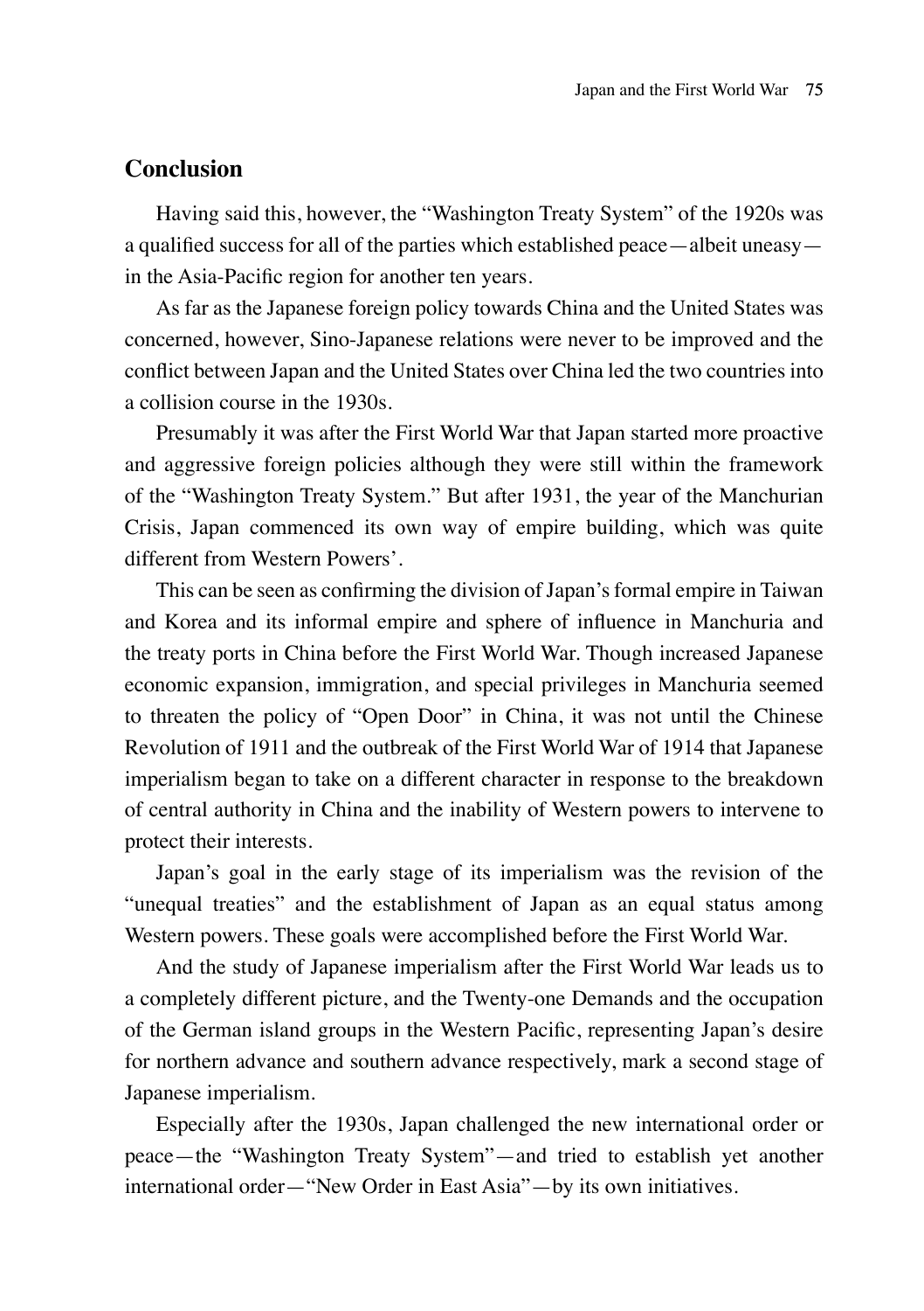## Conclusion

Having said this, however, the "Washington Treaty System" of the 1920s was a qualified success for all of the parties which established peace—albeit uneasy—in the Asia-Pacific region for another ten years.

As far as the Japanese foreign policy towards China and the United States was concerned, however, Sino-Japanese relations were never to be improved and the conflict between Japan and the United States over China led the two countries into a collision course in the 1930s.

Presumably it was after the First World War that Japan started more proactive and aggressive foreign policies although they were still within the framework of the "Washington Treaty System." But after 1931, the year of the Manchurian Crisis, Japan commenced its own way of empire building, which was quite different from Western Powers'.

This can be seen as confirming the division of Japan's formal empire in Taiwan and Korea and its informal empire and sphere of influence in Manchuria and the treaty ports in China before the First World War. Though increased Japanese economic expansion, immigration, and special privileges in Manchuria seemed to threaten the policy of "Open Door" in China, it was not until the Chinese Revolution of 1911 and the outbreak of the First World War of 1914 that Japanese imperialism began to take on a different character in response to the breakdown of central authority in China and the inability of Western powers to intervene to protect their interests.

Japan's goal in the early stage of its imperialism was the revision of the "unequal treaties" and the establishment of Japan as an equal status among Western powers. These goals were accomplished before the First World War.

And the study of Japanese imperialism after the First World War leads us to a completely different picture, and the Twenty-one Demands and the occupation of the German island groups in the Western Pacific, representing Japan's desire for northern advance and southern advance respectively, mark a second stage of Japanese imperialism.

Especially after the 1930s, Japan challenged the new international order or peace—the "Washington Treaty System"—and tried to establish yet another international order—"New Order in East Asia"—by its own initiatives.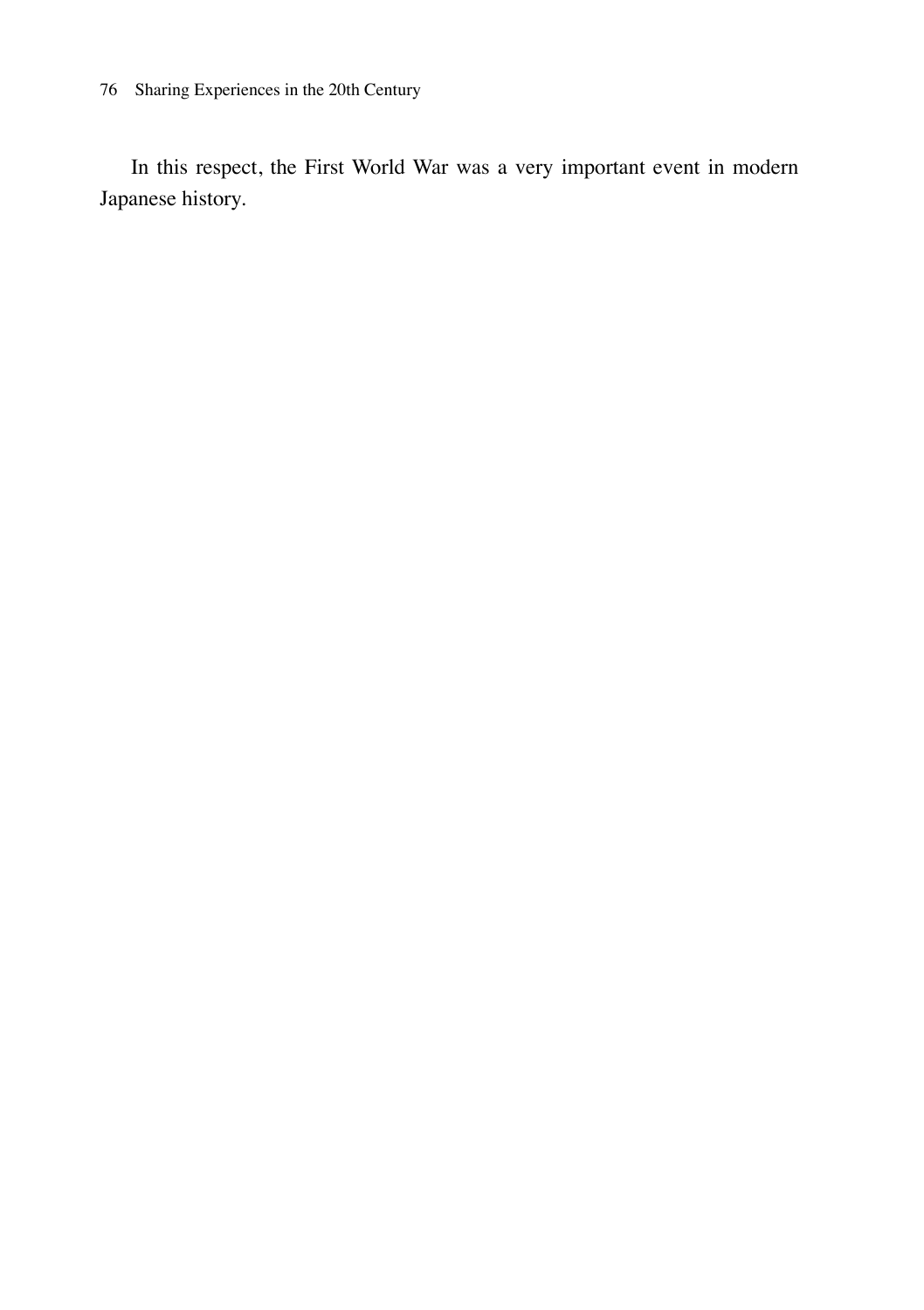In this respect, the First World War was a very important event in modern Japanese history.